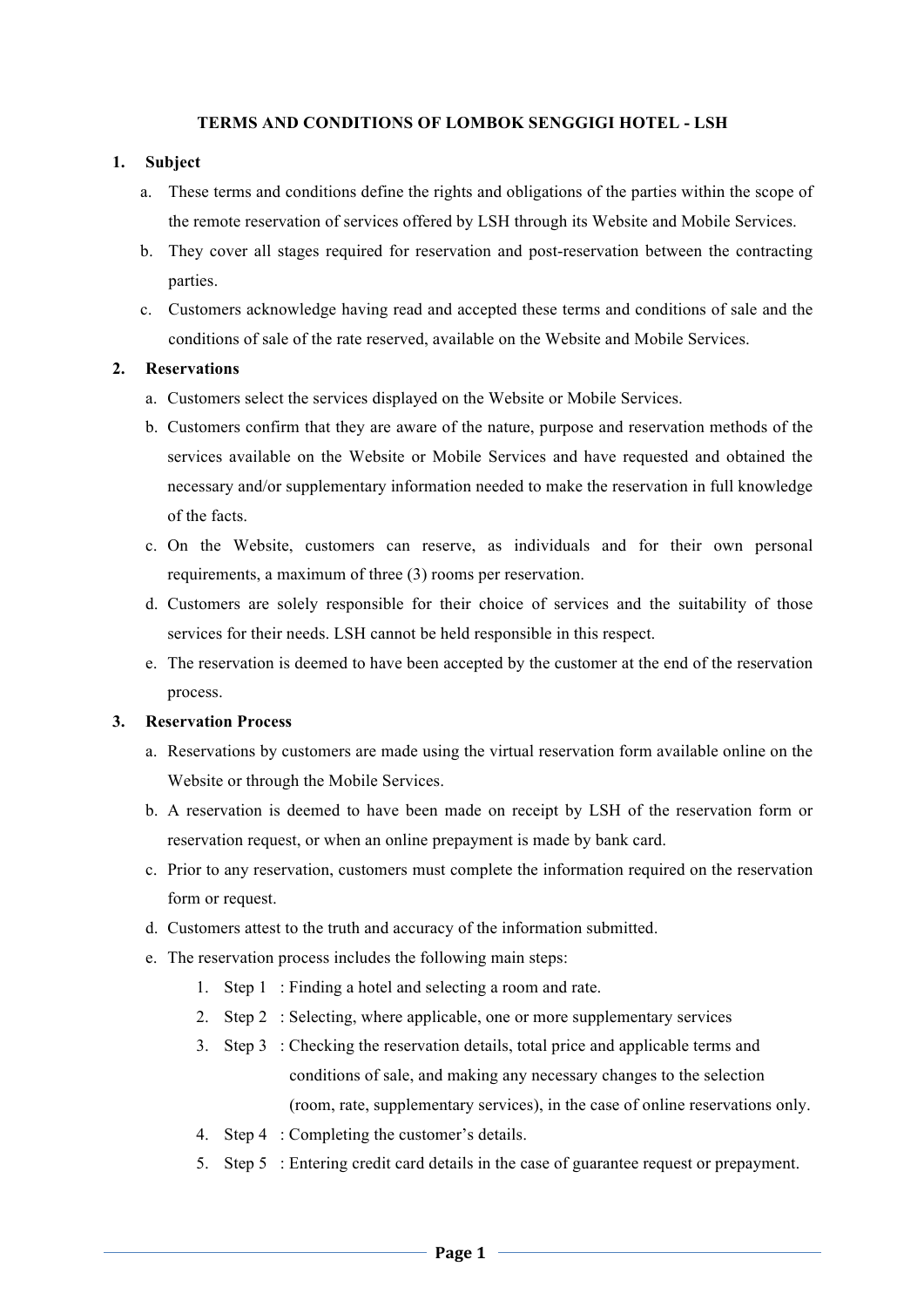# TERMS AND CONDITIONS OF LOMBOK SENGGIGI HOTEL - LSH

## 1. Subject

a. These terms and conditions define the rights and obligations of the parties within the scope of the remote reservation of services offered by LSH through its Website and Mobile Services.

b. They cover all stages required for reservation and post-reservation between the contracting parties.

c. Customers acknowledge having read and accepted these terms and conditions of sale and the conditions of sale of the rate reserved, available on the Website and Mobile Services.

## 2. Reservations

a. Customers select the services displayed on the Website or Mobile Services.

b. Customers confirm that they are aware of the nature, purpose and reservation methods of the services available on the Website or Mobile Services and have requested and obtained the necessary and/or supplementary information needed to make the reservation in full knowledge of the facts.

c. On the Website, customers can reserve, as individuals and for their own personal requirements, a maximum of three (3) rooms per reservation.

d. Customers are solely responsible for their choice of services and the suitability of those services for their needs. LSH cannot be held responsible in this respect.

e. The reservation is deemed to have been accepted by the customer at the end of the reservation process.

## 3. Reservation Process

a. Reservations by customers are made using the virtual reservation form available online on the Website or through the Mobile Services.

b. A reservation is deemed to have been made on receipt by LSH of the reservation form or reservation request, or when an online prepayment is made by bank card.

c. Prior to any reservation, customers must complete the information required on the reservation form or request.

d. Customers attest to the truth and accuracy of the information submitted.

e. The reservation process includes the following main steps:

1. Step 1 : Finding a hotel and selecting a room and rate.
2. Step 2 : Selecting, where applicable, one or more supplementary services
3. Step 3 : Checking the reservation details, total price and applicable terms and conditions of sale, and making any necessary changes to the selection (room, rate, supplementary services), in the case of online reservations only.
4. Step 4 : Completing the customer's details.
5. Step 5 : Entering credit card details in the case of guarantee request or prepayment.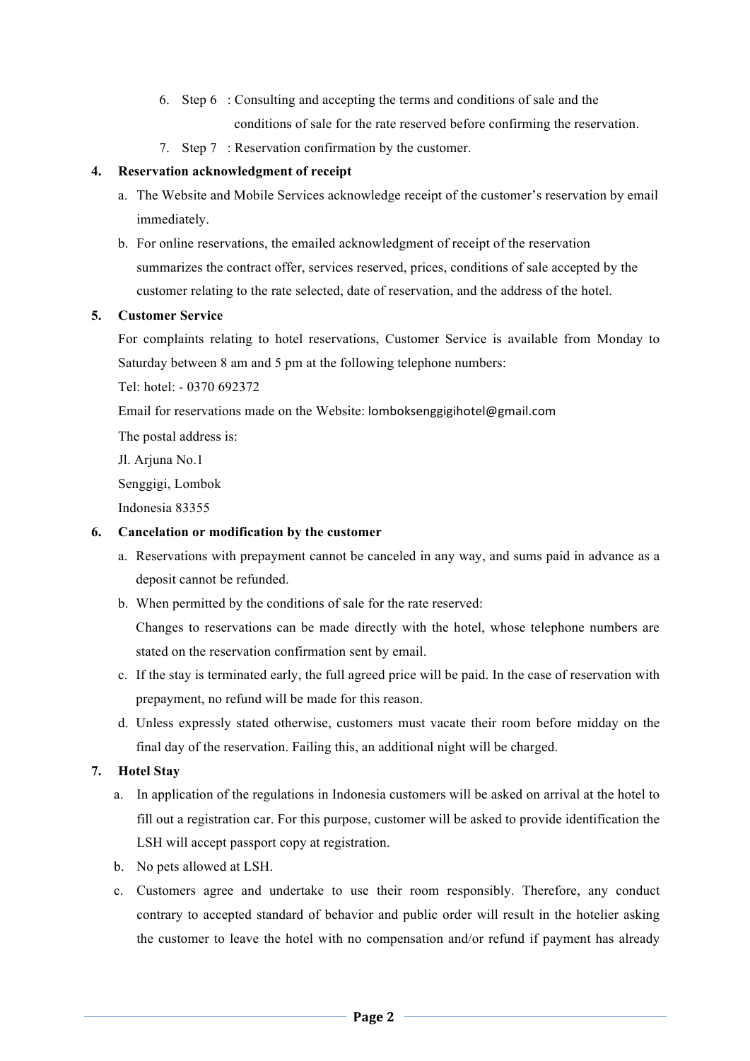6. Step 6 : Consulting and accepting the terms and conditions of sale and the conditions of sale for the rate reserved before confirming the reservation.
7. Step 7 : Reservation confirmation by the customer.

**4. Reservation acknowledgment of receipt**

a. The Website and Mobile Services acknowledge receipt of the customer's reservation by email immediately.

b. For online reservations, the emailed acknowledgment of receipt of the reservation summarizes the contract offer, services reserved, prices, conditions of sale accepted by the customer relating to the rate selected, date of reservation, and the address of the hotel.

**5. Customer Service**

For complaints relating to hotel reservations, Customer Service is available from Monday to Saturday between 8 am and 5 pm at the following telephone numbers:

Tel: hotel: - 0370 692372

Email for reservations made on the Website: lomboksenggigihotel@gmail.com

The postal address is:

Jl. Arjuna No.1

Senggigi, Lombok

Indonesia 83355

**6. Cancelation or modification by the customer**

a. Reservations with prepayment cannot be canceled in any way, and sums paid in advance as a deposit cannot be refunded.

b. When permitted by the conditions of sale for the rate reserved:

Changes to reservations can be made directly with the hotel, whose telephone numbers are stated on the reservation confirmation sent by email.

c. If the stay is terminated early, the full agreed price will be paid. In the case of reservation with prepayment, no refund will be made for this reason.

d. Unless expressly stated otherwise, customers must vacate their room before midday on the final day of the reservation. Failing this, an additional night will be charged.

**7. Hotel Stay**

a. In application of the regulations in Indonesia customers will be asked on arrival at the hotel to fill out a registration car. For this purpose, customer will be asked to provide identification the LSH will accept passport copy at registration.

b. No pets allowed at LSH.

c. Customers agree and undertake to use their room responsibly. Therefore, any conduct contrary to accepted standard of behavior and public order will result in the hotelier asking the customer to leave the hotel with no compensation and/or refund if payment has already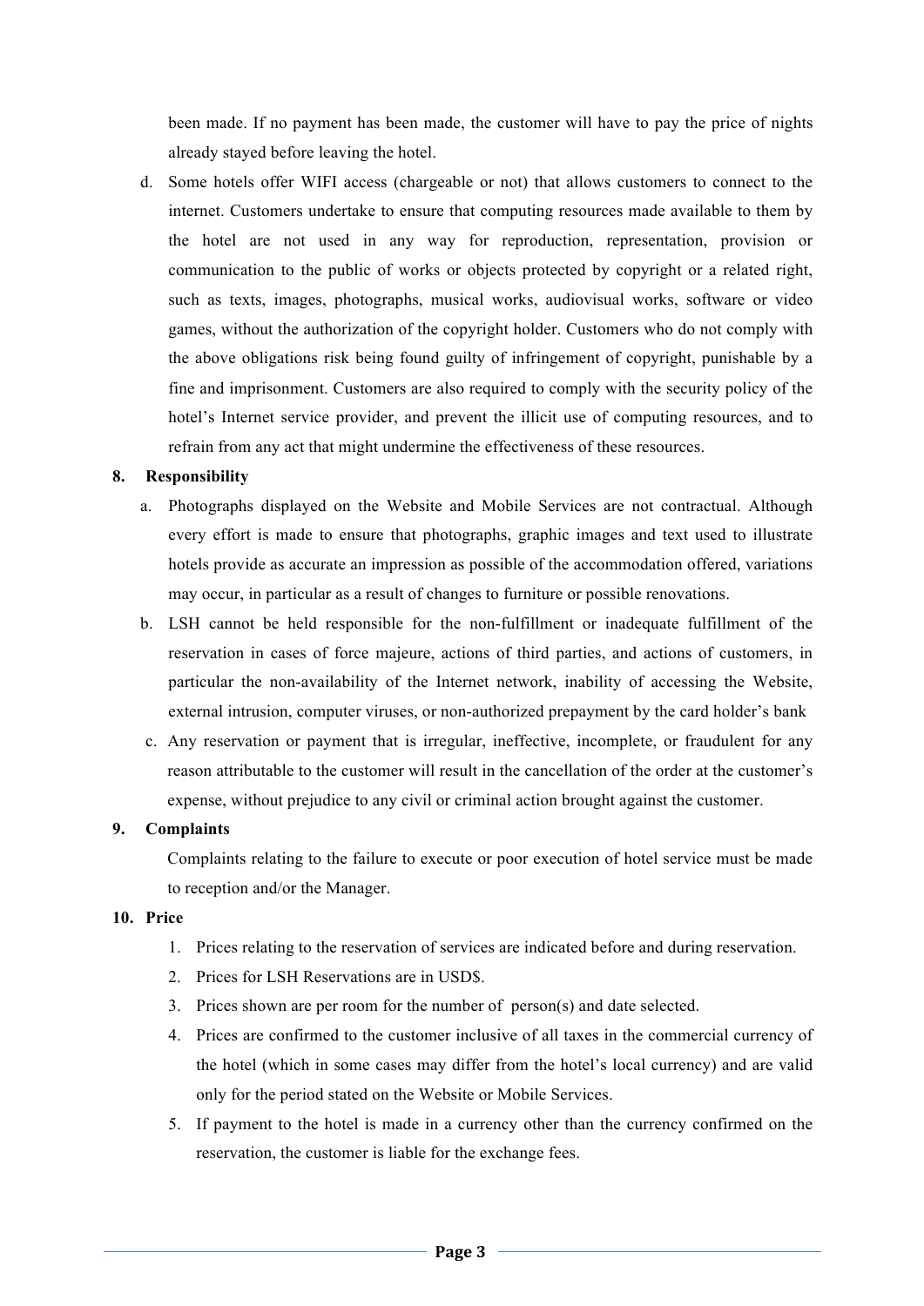been made. If no payment has been made, the customer will have to pay the price of nights already stayed before leaving the hotel.

d. Some hotels offer WIFI access (chargeable or not) that allows customers to connect to the internet. Customers undertake to ensure that computing resources made available to them by the hotel are not used in any way for reproduction, representation, provision or communication to the public of works or objects protected by copyright or a related right, such as texts, images, photographs, musical works, audiovisual works, software or video games, without the authorization of the copyright holder. Customers who do not comply with the above obligations risk being found guilty of infringement of copyright, punishable by a fine and imprisonment. Customers are also required to comply with the security policy of the hotel's Internet service provider, and prevent the illicit use of computing resources, and to refrain from any act that might undermine the effectiveness of these resources.

**8. Responsibility**

a. Photographs displayed on the Website and Mobile Services are not contractual. Although every effort is made to ensure that photographs, graphic images and text used to illustrate hotels provide as accurate an impression as possible of the accommodation offered, variations may occur, in particular as a result of changes to furniture or possible renovations.

b. LSH cannot be held responsible for the non-fulfillment or inadequate fulfillment of the reservation in cases of force majeure, actions of third parties, and actions of customers, in particular the non-availability of the Internet network, inability of accessing the Website, external intrusion, computer viruses, or non-authorized prepayment by the card holder's bank

c. Any reservation or payment that is irregular, ineffective, incomplete, or fraudulent for any reason attributable to the customer will result in the cancellation of the order at the customer's expense, without prejudice to any civil or criminal action brought against the customer.

**9. Complaints**

Complaints relating to the failure to execute or poor execution of hotel service must be made to reception and/or the Manager.

**10. Price**

1. Prices relating to the reservation of services are indicated before and during reservation.
2. Prices for LSH Reservations are in USD$.
3. Prices shown are per room for the number of person(s) and date selected.
4. Prices are confirmed to the customer inclusive of all taxes in the commercial currency of the hotel (which in some cases may differ from the hotel's local currency) and are valid only for the period stated on the Website or Mobile Services.
5. If payment to the hotel is made in a currency other than the currency confirmed on the reservation, the customer is liable for the exchange fees.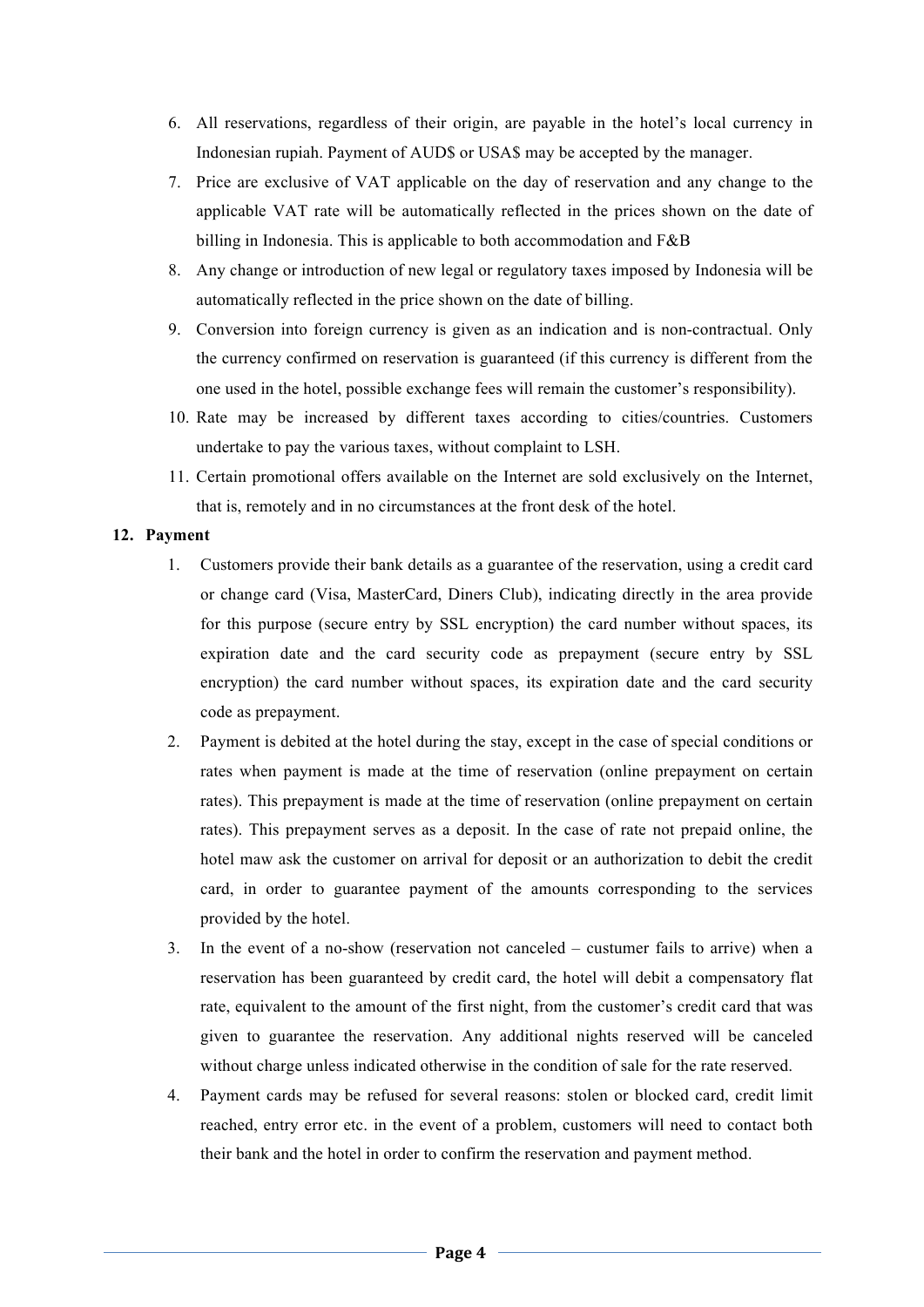6. All reservations, regardless of their origin, are payable in the hotel's local currency in Indonesian rupiah. Payment of AUD$ or USA$ may be accepted by the manager.
7. Price are exclusive of VAT applicable on the day of reservation and any change to the applicable VAT rate will be automatically reflected in the prices shown on the date of billing in Indonesia. This is applicable to both accommodation and F&B
8. Any change or introduction of new legal or regulatory taxes imposed by Indonesia will be automatically reflected in the price shown on the date of billing.
9. Conversion into foreign currency is given as an indication and is non-contractual. Only the currency confirmed on reservation is guaranteed (if this currency is different from the one used in the hotel, possible exchange fees will remain the customer's responsibility).
10. Rate may be increased by different taxes according to cities/countries. Customers undertake to pay the various taxes, without complaint to LSH.
11. Certain promotional offers available on the Internet are sold exclusively on the Internet, that is, remotely and in no circumstances at the front desk of the hotel.

**12. Payment**

1. Customers provide their bank details as a guarantee of the reservation, using a credit card or change card (Visa, MasterCard, Diners Club), indicating directly in the area provide for this purpose (secure entry by SSL encryption) the card number without spaces, its expiration date and the card security code as prepayment (secure entry by SSL encryption) the card number without spaces, its expiration date and the card security code as prepayment.
2. Payment is debited at the hotel during the stay, except in the case of special conditions or rates when payment is made at the time of reservation (online prepayment on certain rates). This prepayment is made at the time of reservation (online prepayment on certain rates). This prepayment serves as a deposit. In the case of rate not prepaid online, the hotel maw ask the customer on arrival for deposit or an authorization to debit the credit card, in order to guarantee payment of the amounts corresponding to the services provided by the hotel.
3. In the event of a no-show (reservation not canceled – custumer fails to arrive) when a reservation has been guaranteed by credit card, the hotel will debit a compensatory flat rate, equivalent to the amount of the first night, from the customer's credit card that was given to guarantee the reservation. Any additional nights reserved will be canceled without charge unless indicated otherwise in the condition of sale for the rate reserved.
4. Payment cards may be refused for several reasons: stolen or blocked card, credit limit reached, entry error etc. in the event of a problem, customers will need to contact both their bank and the hotel in order to confirm the reservation and payment method.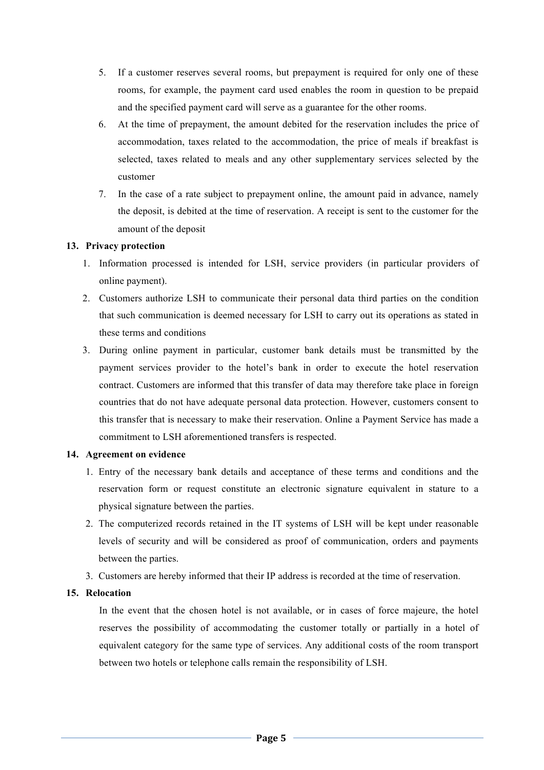5. If a customer reserves several rooms, but prepayment is required for only one of these rooms, for example, the payment card used enables the room in question to be prepaid and the specified payment card will serve as a guarantee for the other rooms.
6. At the time of prepayment, the amount debited for the reservation includes the price of accommodation, taxes related to the accommodation, the price of meals if breakfast is selected, taxes related to meals and any other supplementary services selected by the customer
7. In the case of a rate subject to prepayment online, the amount paid in advance, namely the deposit, is debited at the time of reservation. A receipt is sent to the customer for the amount of the deposit

**13. Privacy protection**

1. Information processed is intended for LSH, service providers (in particular providers of online payment).
2. Customers authorize LSH to communicate their personal data third parties on the condition that such communication is deemed necessary for LSH to carry out its operations as stated in these terms and conditions
3. During online payment in particular, customer bank details must be transmitted by the payment services provider to the hotel's bank in order to execute the hotel reservation contract. Customers are informed that this transfer of data may therefore take place in foreign countries that do not have adequate personal data protection. However, customers consent to this transfer that is necessary to make their reservation. Online a Payment Service has made a commitment to LSH aforementioned transfers is respected.

**14. Agreement on evidence**

1. Entry of the necessary bank details and acceptance of these terms and conditions and the reservation form or request constitute an electronic signature equivalent in stature to a physical signature between the parties.
2. The computerized records retained in the IT systems of LSH will be kept under reasonable levels of security and will be considered as proof of communication, orders and payments between the parties.
3. Customers are hereby informed that their IP address is recorded at the time of reservation.

**15. Relocation**

In the event that the chosen hotel is not available, or in cases of force majeure, the hotel reserves the possibility of accommodating the customer totally or partially in a hotel of equivalent category for the same type of services. Any additional costs of the room transport between two hotels or telephone calls remain the responsibility of LSH.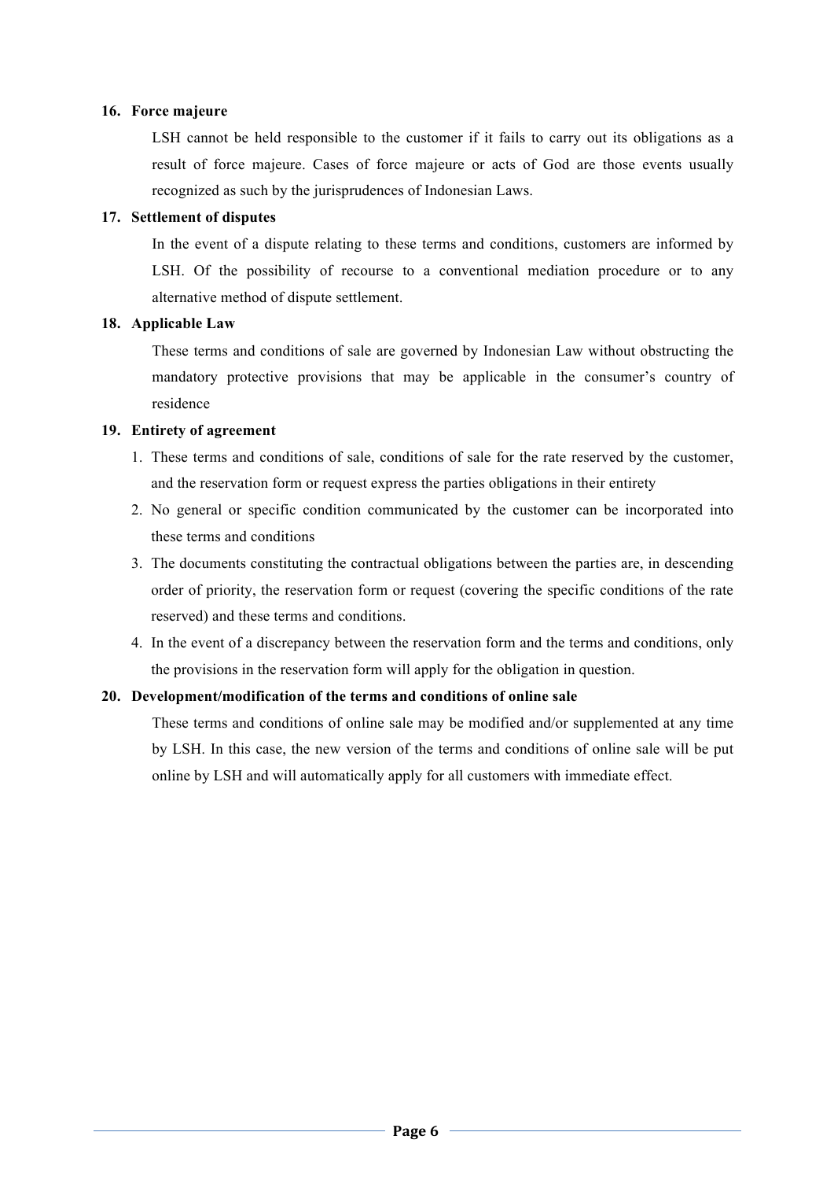## 16. Force majeure

LSH cannot be held responsible to the customer if it fails to carry out its obligations as a result of force majeure. Cases of force majeure or acts of God are those events usually recognized as such by the jurisprudences of Indonesian Laws.

## 17. Settlement of disputes

In the event of a dispute relating to these terms and conditions, customers are informed by LSH. Of the possibility of recourse to a conventional mediation procedure or to any alternative method of dispute settlement.

## 18. Applicable Law

These terms and conditions of sale are governed by Indonesian Law without obstructing the mandatory protective provisions that may be applicable in the consumer's country of residence

## 19. Entirety of agreement

1. These terms and conditions of sale, conditions of sale for the rate reserved by the customer, and the reservation form or request express the parties obligations in their entirety
2. No general or specific condition communicated by the customer can be incorporated into these terms and conditions
3. The documents constituting the contractual obligations between the parties are, in descending order of priority, the reservation form or request (covering the specific conditions of the rate reserved) and these terms and conditions.
4. In the event of a discrepancy between the reservation form and the terms and conditions, only the provisions in the reservation form will apply for the obligation in question.

## 20. Development/modification of the terms and conditions of online sale

These terms and conditions of online sale may be modified and/or supplemented at any time by LSH. In this case, the new version of the terms and conditions of online sale will be put online by LSH and will automatically apply for all customers with immediate effect.